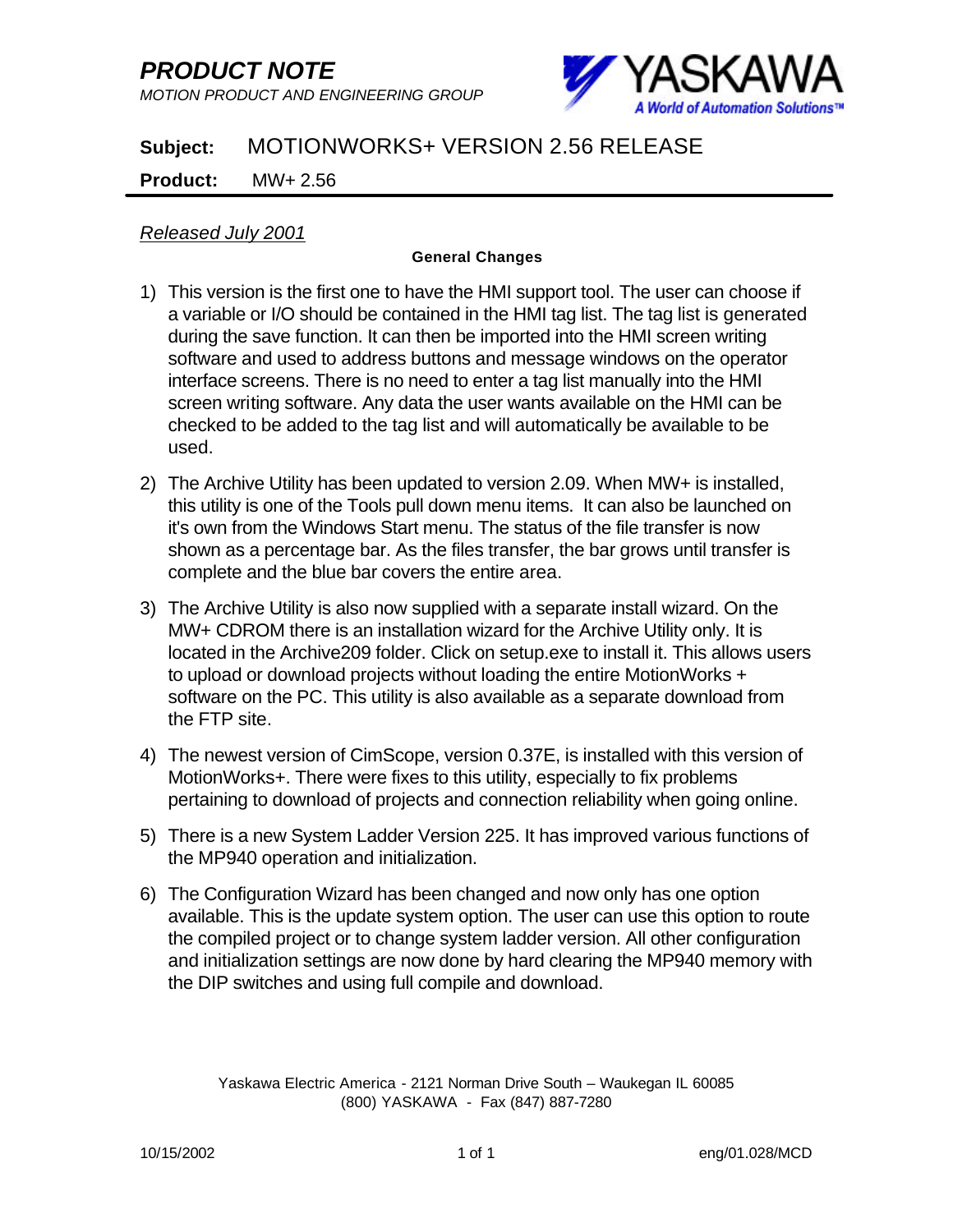# PRODUCT NOTE

*MOTION PRODUCT AND ENGINEERING GROUP*

**Subject:** MOTIONWORKS+ VERSION 2.56 RELEASE

**Product:** MW+ 2.56

*Released July 2001*

**General Changes**

1) This version is the first one to have the HMI support tool. The user can choose if a variable or I/O should be contained in the HMI tag list. The tag list is generated during the save function. It can then be imported into the HMI screen writing software and used to address buttons and message windows on the operator interface screens. There is no need to enter a tag list manually into the HMI screen writing software. Any data the user wants available on the HMI can be checked to be added to the tag list and will automatically be available to be used.

2) The Archive Utility has been updated to version 2.09. When MW+ is installed, this utility is one of the Tools pull down menu items. It can also be launched on it's own from the Windows Start menu. The status of the file transfer is now shown as a percentage bar. As the files transfer, the bar grows until transfer is complete and the blue bar covers the entire area.

3) The Archive Utility is also now supplied with a separate install wizard. On the MW+ CDROM there is an installation wizard for the Archive Utility only. It is located in the Archive209 folder. Click on setup.exe to install it. This allows users to upload or download projects without loading the entire MotionWorks + software on the PC. This utility is also available as a separate download from the FTP site.

4) The newest version of CimScope, version 0.37E, is installed with this version of MotionWorks+. There were fixes to this utility, especially to fix problems pertaining to download of projects and connection reliability when going online.

5) There is a new System Ladder Version 225. It has improved various functions of the MP940 operation and initialization.

6) The Configuration Wizard has been changed and now only has one option available. This is the update system option. The user can use this option to route the compiled project or to change system ladder version. All other configuration and initialization settings are now done by hard clearing the MP940 memory with the DIP switches and using full compile and download.

Yaskawa Electric America - 2121 Norman Drive South – Waukegan IL 60085
(800) YASKAWA - Fax (847) 887-7280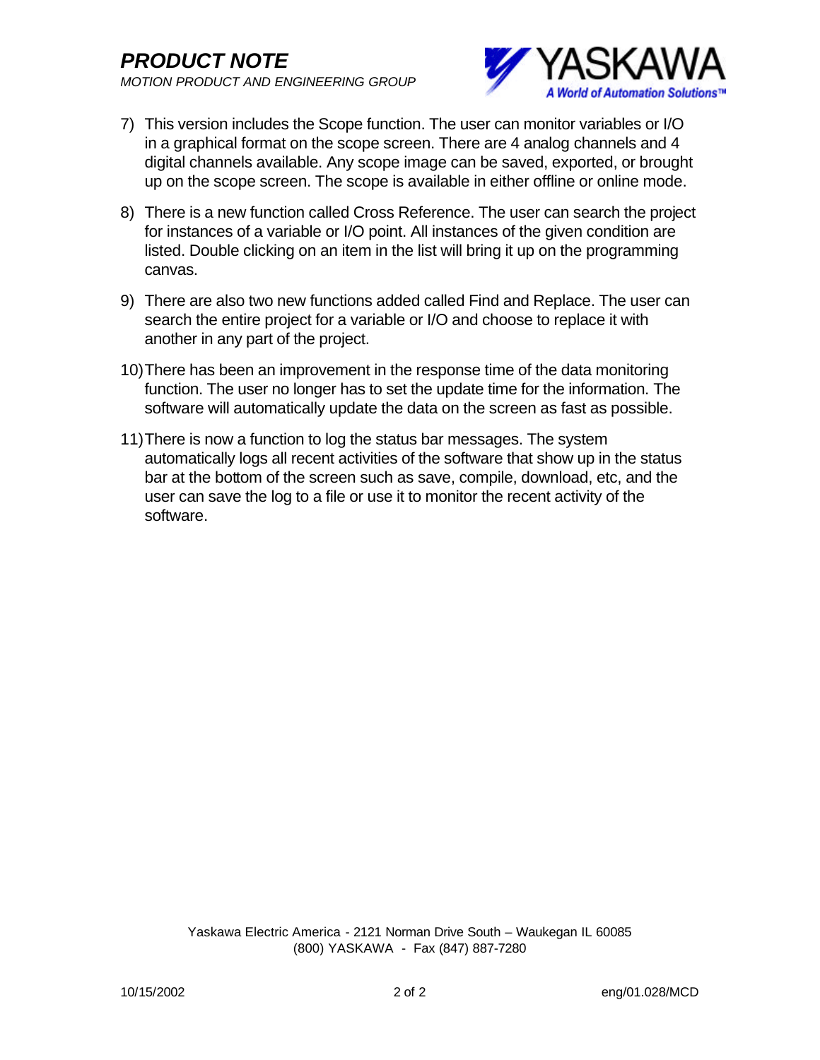7) This version includes the Scope function. The user can monitor variables or I/O in a graphical format on the scope screen. There are 4 analog channels and 4 digital channels available. Any scope image can be saved, exported, or brought up on the scope screen. The scope is available in either offline or online mode.

8) There is a new function called Cross Reference. The user can search the project for instances of a variable or I/O point. All instances of the given condition are listed. Double clicking on an item in the list will bring it up on the programming canvas.

9) There are also two new functions added called Find and Replace. The user can search the entire project for a variable or I/O and choose to replace it with another in any part of the project.

10) There has been an improvement in the response time of the data monitoring function. The user no longer has to set the update time for the information. The software will automatically update the data on the screen as fast as possible.

11) There is now a function to log the status bar messages. The system automatically logs all recent activities of the software that show up in the status bar at the bottom of the screen such as save, compile, download, etc, and the user can save the log to a file or use it to monitor the recent activity of the software.